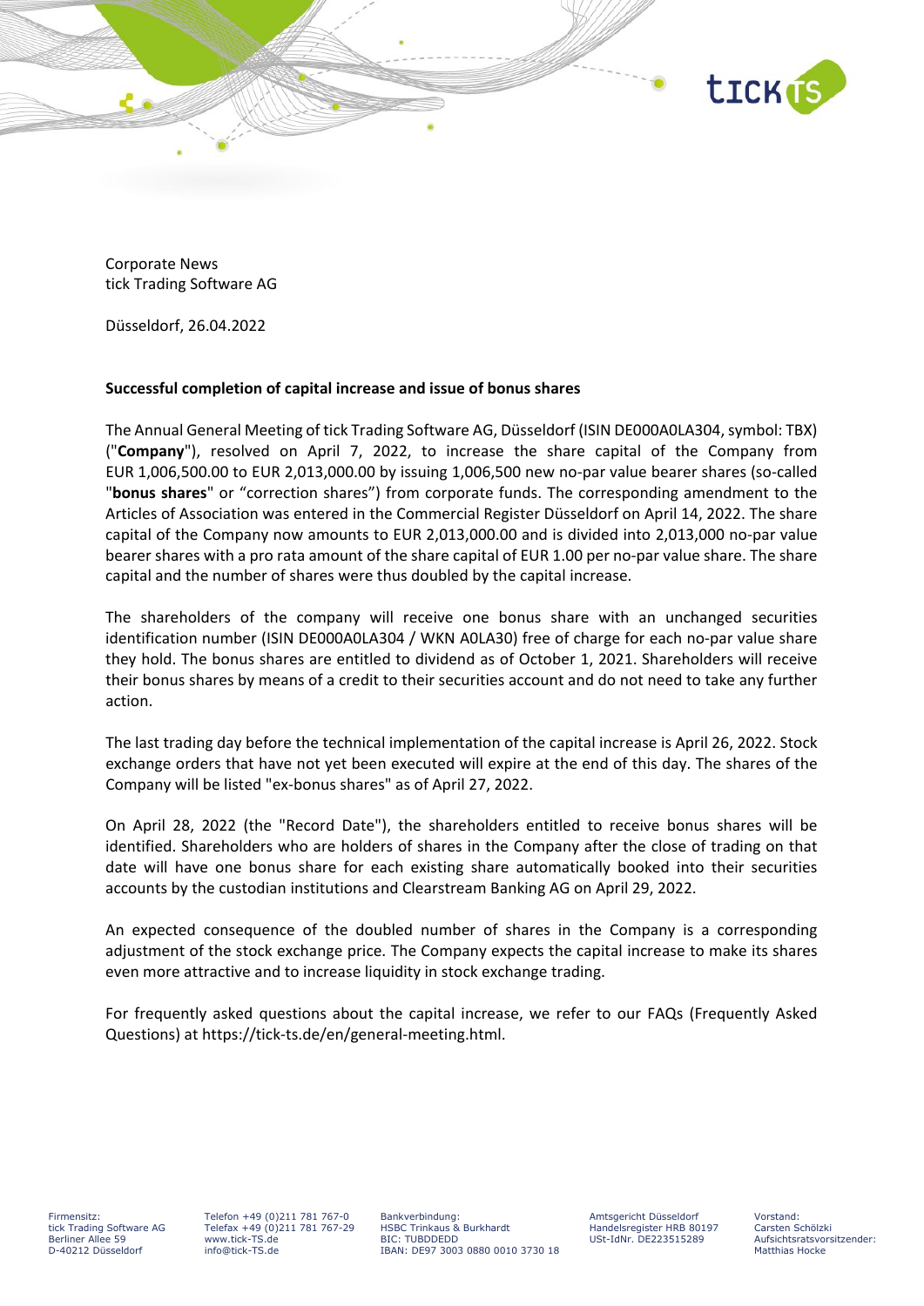Corporate News
tick Trading Software AG

Düsseldorf, 26.04.2022

**Successful completion of capital increase and issue of bonus shares**

The Annual General Meeting of tick Trading Software AG, Düsseldorf (ISIN DE000A0LA304, symbol: TBX) ("**Company**"), resolved on April 7, 2022, to increase the share capital of the Company from EUR 1,006,500.00 to EUR 2,013,000.00 by issuing 1,006,500 new no-par value bearer shares (so-called "**bonus shares**" or "correction shares") from corporate funds. The corresponding amendment to the Articles of Association was entered in the Commercial Register Düsseldorf on April 14, 2022. The share capital of the Company now amounts to EUR 2,013,000.00 and is divided into 2,013,000 no-par value bearer shares with a pro rata amount of the share capital of EUR 1.00 per no-par value share. The share capital and the number of shares were thus doubled by the capital increase.

The shareholders of the company will receive one bonus share with an unchanged securities identification number (ISIN DE000A0LA304 / WKN A0LA30) free of charge for each no-par value share they hold. The bonus shares are entitled to dividend as of October 1, 2021. Shareholders will receive their bonus shares by means of a credit to their securities account and do not need to take any further action.

The last trading day before the technical implementation of the capital increase is April 26, 2022. Stock exchange orders that have not yet been executed will expire at the end of this day. The shares of the Company will be listed "ex-bonus shares" as of April 27, 2022.

On April 28, 2022 (the "Record Date"), the shareholders entitled to receive bonus shares will be identified. Shareholders who are holders of shares in the Company after the close of trading on that date will have one bonus share for each existing share automatically booked into their securities accounts by the custodian institutions and Clearstream Banking AG on April 29, 2022.

An expected consequence of the doubled number of shares in the Company is a corresponding adjustment of the stock exchange price. The Company expects the capital increase to make its shares even more attractive and to increase liquidity in stock exchange trading.

For frequently asked questions about the capital increase, we refer to our FAQs (Frequently Asked Questions) at https://tick-ts.de/en/general-meeting.html.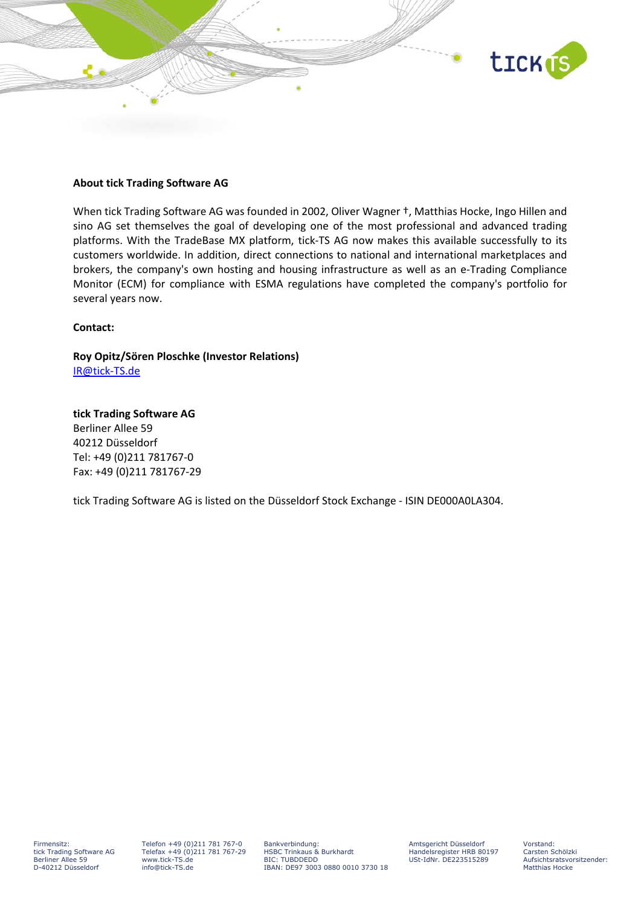**About tick Trading Software AG**

When tick Trading Software AG was founded in 2002, Oliver Wagner †, Matthias Hocke, Ingo Hillen and sino AG set themselves the goal of developing one of the most professional and advanced trading platforms. With the TradeBase MX platform, tick-TS AG now makes this available successfully to its customers worldwide. In addition, direct connections to national and international marketplaces and brokers, the company's own hosting and housing infrastructure as well as an e-Trading Compliance Monitor (ECM) for compliance with ESMA regulations have completed the company's portfolio for several years now.

**Contact:**

**Roy Opitz/Sören Ploschke (Investor Relations)**
IR@tick-TS.de

**tick Trading Software AG**
Berliner Allee 59
40212 Düsseldorf
Tel: +49 (0)211 781767-0
Fax: +49 (0)211 781767-29

tick Trading Software AG is listed on the Düsseldorf Stock Exchange - ISIN DE000A0LA304.